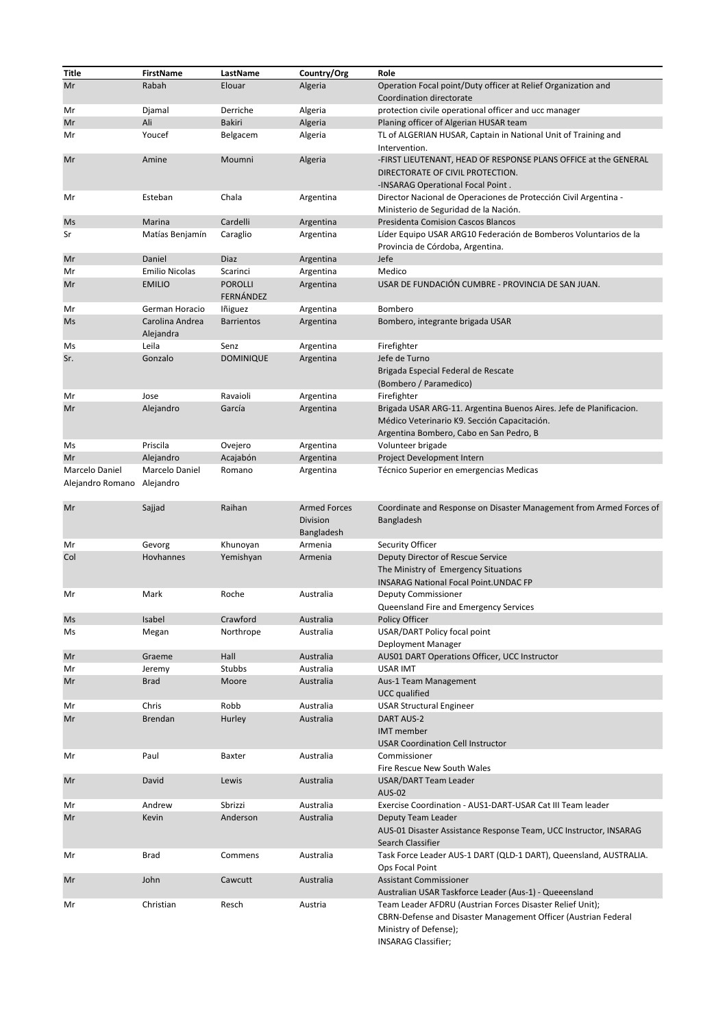| Title | FirstName | LastName | Country/Org | Role |
| --- | --- | --- | --- | --- |
| Mr | Rabah | Elouar | Algeria | Operation Focal point/Duty officer at Relief Organization and Coordination directorate |
| Mr | Djamal | Derriche | Algeria | protection civile operational officer and ucc manager |
| Mr | Ali | Bakiri | Algeria | Planing officer of Algerian HUSAR team |
| Mr | Youcef | Belgacem | Algeria | TL of ALGERIAN HUSAR, Captain in National Unit of Training and Intervention. |
| Mr | Amine | Moumni | Algeria | -FIRST LIEUTENANT, HEAD OF RESPONSE PLANS OFFICE at the GENERAL DIRECTORATE OF CIVIL PROTECTION.<br>-INSARAG Operational Focal Point . |
| Mr | Esteban | Chala | Argentina | Director Nacional de Operaciones de Protección Civil Argentina - Ministerio de Seguridad de la Nación. |
| Ms | Marina | Cardelli | Argentina | Presidenta Comision Cascos Blancos |
| Sr | Matías Benjamín | Caraglio | Argentina | Líder Equipo USAR ARG10 Federación de Bomberos Voluntarios de la Provincia de Córdoba, Argentina. |
| Mr | Daniel | Diaz | Argentina | Jefe |
| Mr | Emilio Nicolas | Scarinci | Argentina | Medico |
| Mr | EMILIO | POROLLI FERNÁNDEZ | Argentina | USAR DE FUNDACIÓN CUMBRE - PROVINCIA DE SAN JUAN. |
| Mr | German Horacio | Iñiguez | Argentina | Bombero |
| Ms | Carolina Andrea Alejandra | Barrientos | Argentina | Bombero, integrante brigada USAR |
| Ms | Leila | Senz | Argentina | Firefighter |
| Sr. | Gonzalo | DOMINIQUE | Argentina | Jefe de Turno<br>Brigada Especial Federal de Rescate<br>(Bombero / Paramedico) |
| Mr | Jose | Ravaioli | Argentina | Firefighter |
| Mr | Alejandro | García | Argentina | Brigada USAR ARG-11. Argentina Buenos Aires. Jefe de Planificacion.<br>Médico Veterinario K9. Sección Capacitación.<br>Argentina Bombero, Cabo en San Pedro, B |
| Ms | Priscila | Ovejero | Argentina | Volunteer brigade |
| Mr | Alejandro | Acajabón | Argentina | Project Development Intern |
| Marcelo Daniel Alejandro Romano | Marcelo Daniel Alejandro | Romano | Argentina | Técnico Superior en emergencias Medicas |
| Mr | Sajjad | Raihan | Armed Forces Division Bangladesh | Coordinate and Response on Disaster Management from Armed Forces of Bangladesh |
| Mr | Gevorg | Khunoyan | Armenia | Security Officer |
| Col | Hovhannes | Yemishyan | Armenia | Deputy Director of Rescue Service<br>The Ministry of Emergency Situations<br>INSARAG National Focal Point.UNDAC FP |
| Mr | Mark | Roche | Australia | Deputy Commissioner<br>Queensland Fire and Emergency Services |
| Ms | Isabel | Crawford | Australia | Policy Officer |
| Ms | Megan | Northrope | Australia | USAR/DART Policy focal point<br>Deployment Manager |
| Mr | Graeme | Hall | Australia | AUS01 DART Operations Officer, UCC Instructor |
| Mr | Jeremy | Stubbs | Australia | USAR IMT |
| Mr | Brad | Moore | Australia | Aus-1 Team Management<br>UCC qualified |
| Mr | Chris | Robb | Australia | USAR Structural Engineer |
| Mr | Brendan | Hurley | Australia | DART AUS-2<br>IMT member<br>USAR Coordination Cell Instructor |
| Mr | Paul | Baxter | Australia | Commissioner<br>Fire Rescue New South Wales |
| Mr | David | Lewis | Australia | USAR/DART Team Leader<br>AUS-02 |
| Mr | Andrew | Sbrizzi | Australia | Exercise Coordination - AUS1-DART-USAR Cat III Team leader |
| Mr | Kevin | Anderson | Australia | Deputy Team Leader<br>AUS-01 Disaster Assistance Response Team, UCC Instructor, INSARAG Search Classifier |
| Mr | Brad | Commens | Australia | Task Force Leader AUS-1 DART (QLD-1 DART), Queensland, AUSTRALIA.<br>Ops Focal Point |
| Mr | John | Cawcutt | Australia | Assistant Commissioner<br>Australian USAR Taskforce Leader (Aus-1) - Queeensland |
| Mr | Christian | Resch | Austria | Team Leader AFDRU (Austrian Forces Disaster Relief Unit);<br>CBRN-Defense and Disaster Management Officer (Austrian Federal Ministry of Defense);<br>INSARAG Classifier; |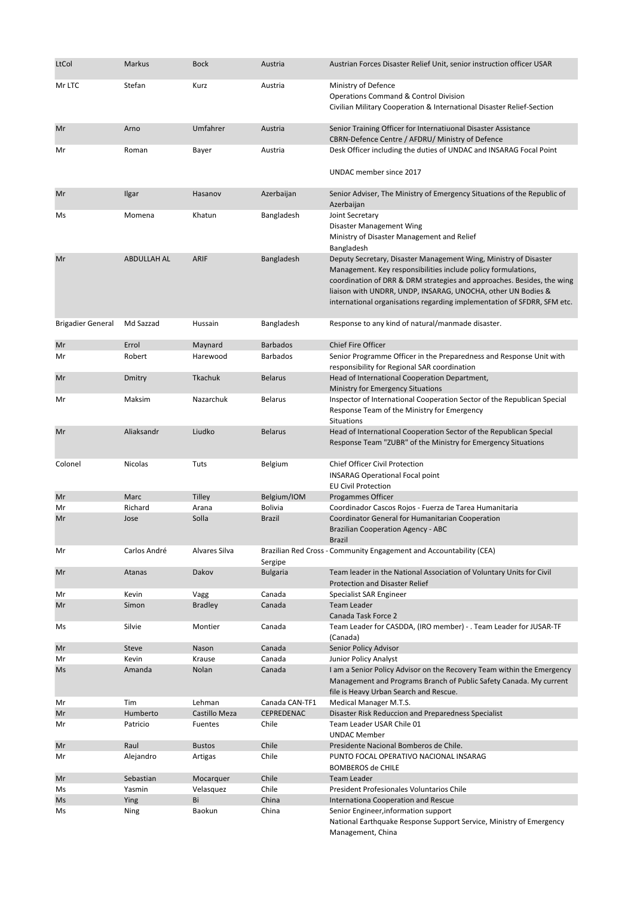| | | | | |
|---|---|---|---|---|
| LtCol | Markus | Bock | Austria | Austrian Forces Disaster Relief Unit, senior instruction officer USAR |
| Mr LTC | Stefan | Kurz | Austria | Ministry of Defence<br>Operations Command & Control Division<br>Civilian Military Cooperation & International Disaster Relief-Section |
| Mr | Arno | Umfahrer | Austria | Senior Training Officer for Internatiuonal Disaster Assistance<br>CBRN-Defence Centre / AFDRU/ Ministry of Defence |
| Mr | Roman | Bayer | Austria | Desk Officer including the duties of UNDAC and INSARAG Focal Point<br><br>UNDAC member since 2017 |
| Mr | Ilgar | Hasanov | Azerbaijan | Senior Adviser, The Ministry of Emergency Situations of the Republic of Azerbaijan |
| Ms | Momena | Khatun | Bangladesh | Joint Secretary<br>Disaster Management Wing<br>Ministry of Disaster Management and Relief<br>Bangladesh |
| Mr | ABDULLAH AL | ARIF | Bangladesh | Deputy Secretary, Disaster Management Wing, Ministry of Disaster Management. Key responsibilities include policy formulations, coordination of DRR & DRM strategies and approaches. Besides, the wing liaison with UNDRR, UNDP, INSARAG, UNOCHA, other UN Bodies & international organisations regarding implementation of SFDRR, SFM etc. |
| Brigadier General | Md Sazzad | Hussain | Bangladesh | Response to any kind of natural/manmade disaster. |
| Mr | Errol | Maynard | Barbados | Chief Fire Officer |
| Mr | Robert | Harewood | Barbados | Senior Programme Officer in the Preparedness and Response Unit with responsibility for Regional SAR coordination |
| Mr | Dmitry | Tkachuk | Belarus | Head of International Cooperation Department,<br>Ministry for Emergency Situations |
| Mr | Maksim | Nazarchuk | Belarus | Inspector of International Cooperation Sector of the Republican Special Response Team of the Ministry for Emergency<br>Situations |
| Mr | Aliaksandr | Liudko | Belarus | Head of International Cooperation Sector of the Republican Special Response Team "ZUBR" of the Ministry for Emergency Situations |
| Colonel | Nicolas | Tuts | Belgium | Chief Officer Civil Protection<br>INSARAG Operational Focal point<br>EU Civil Protection |
| Mr | Marc | Tilley | Belgium/IOM | Progammes Officer |
| Mr | Richard | Arana | Bolivia | Coordinador Cascos Rojos - Fuerza de Tarea Humanitaria |
| Mr | Jose | Solla | Brazil | Coordinator General for Humanitarian Cooperation<br>Brazilian Cooperation Agency - ABC<br>Brazil |
| Mr | Carlos André | Alvares Silva | Brazilian Red Cross - Sergipe | Community Engagement and Accountability (CEA) |
| Mr | Atanas | Dakov | Bulgaria | Team leader in the National Association of Voluntary Units for Civil Protection and Disaster Relief |
| Mr | Kevin | Vagg | Canada | Specialist SAR Engineer |
| Mr | Simon | Bradley | Canada | Team Leader<br>Canada Task Force 2 |
| Ms | Silvie | Montier | Canada | Team Leader for CASDDA, (IRO member) - . Team Leader for JUSAR-TF (Canada) |
| Mr | Steve | Nason | Canada | Senior Policy Advisor |
| Mr | Kevin | Krause | Canada | Junior Policy Analyst |
| Ms | Amanda | Nolan | Canada | I am a Senior Policy Advisor on the Recovery Team within the Emergency Management and Programs Branch of Public Safety Canada. My current file is Heavy Urban Search and Rescue. |
| Mr | Tim | Lehman | Canada CAN-TF1 | Medical Manager M.T.S. |
| Mr | Humberto | Castillo Meza | CEPREDENAC | Disaster Risk Reduccion and Preparedness Specialist |
| Mr | Patricio | Fuentes | Chile | Team Leader USAR Chile 01<br>UNDAC Member |
| Mr | Raul | Bustos | Chile | Presidente Nacional Bomberos de Chile. |
| Mr | Alejandro | Artigas | Chile | PUNTO FOCAL OPERATIVO NACIONAL INSARAG<br>BOMBEROS de CHILE |
| Mr | Sebastian | Mocarquer | Chile | Team Leader |
| Ms | Yasmin | Velasquez | Chile | President Profesionales Voluntarios Chile |
| Ms | Ying | Bi | China | Internationa Cooperation and Rescue |
| Ms | Ning | Baokun | China | Senior Engineer,information support<br>National Earthquake Response Support Service, Ministry of Emergency Management, China |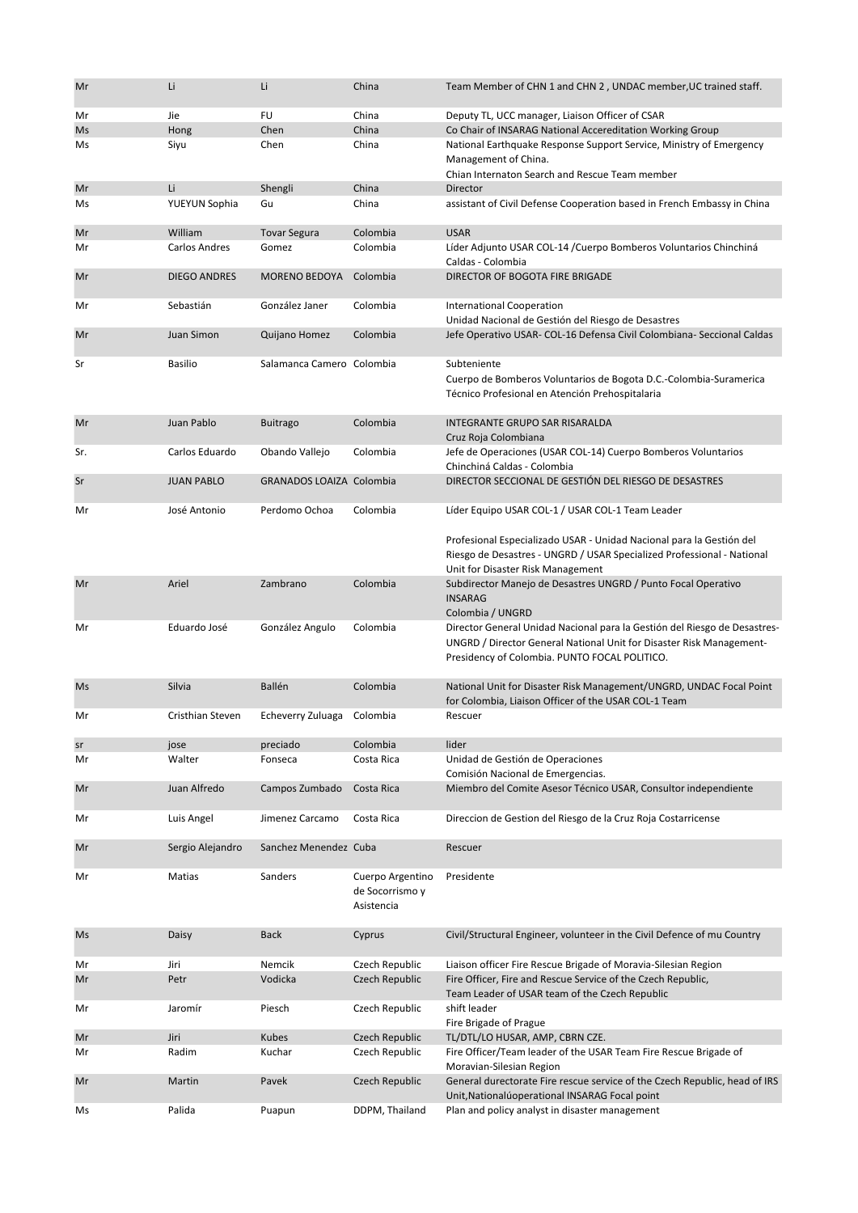| Mr | Li | Li | China | Team Member of CHN 1 and CHN 2 , UNDAC member,UC trained staff. |
|---|---|---|---|---|
| Mr | Jie | FU | China | Deputy TL, UCC manager, Liaison Officer of CSAR |
| Ms | Hong | Chen | China | Co Chair of INSARAG National Accereditation Working Group |
| Ms | Siyu | Chen | China | National Earthquake Response Support Service, Ministry of Emergency Management of China. Chian Internaton Search and Rescue Team member |
| Mr | Li | Shengli | China | Director |
| Ms | YUEYUN Sophia | Gu | China | assistant of Civil Defense Cooperation based in French Embassy in China |
| Mr | William | Tovar Segura | Colombia | USAR |
| Mr | Carlos Andres | Gomez | Colombia | Líder Adjunto USAR COL-14 /Cuerpo Bomberos Voluntarios Chinchiná Caldas - Colombia |
| Mr | DIEGO ANDRES | MORENO BEDOYA | Colombia | DIRECTOR OF BOGOTA FIRE BRIGADE |
| Mr | Sebastián | González Janer | Colombia | International Cooperation Unidad Nacional de Gestión del Riesgo de Desastres |
| Mr | Juan Simon | Quijano Homez | Colombia | Jefe Operativo USAR- COL-16 Defensa Civil Colombiana- Seccional Caldas |
| Sr | Basilio | Salamanca Camero | Colombia | Subteniente Cuerpo de Bomberos Voluntarios de Bogota D.C.-Colombia-Suramerica Técnico Profesional en Atención Prehospitalaria |
| Mr | Juan Pablo | Buitrago | Colombia | INTEGRANTE GRUPO SAR RISARALDA Cruz Roja Colombiana |
| Sr. | Carlos Eduardo | Obando Vallejo | Colombia | Jefe de Operaciones (USAR COL-14) Cuerpo Bomberos Voluntarios Chinchiná Caldas - Colombia |
| Sr | JUAN PABLO | GRANADOS LOAIZA | Colombia | DIRECTOR SECCIONAL DE GESTIÓN DEL RIESGO DE DESASTRES |
| Mr | José Antonio | Perdomo Ochoa | Colombia | Líder Equipo USAR COL-1 / USAR COL-1 Team Leader<br><br>Profesional Especializado USAR - Unidad Nacional para la Gestión del Riesgo de Desastres - UNGRD / USAR Specialized Professional - National Unit for Disaster Risk Management |
| Mr | Ariel | Zambrano | Colombia | Subdirector Manejo de Desastres UNGRD / Punto Focal Operativo INSARAG Colombia / UNGRD |
| Mr | Eduardo José | González Angulo | Colombia | Director General Unidad Nacional para la Gestión del Riesgo de Desastres-UNGRD / Director General National Unit for Disaster Risk Management-Presidency of Colombia. PUNTO FOCAL POLITICO. |
| Ms | Silvia | Ballén | Colombia | National Unit for Disaster Risk Management/UNGRD, UNDAC Focal Point for Colombia, Liaison Officer of the USAR COL-1 Team |
| Mr | Cristhian Steven | Echeverry Zuluaga | Colombia | Rescuer |
| sr | jose | preciado | Colombia | lider |
| Mr | Walter | Fonseca | Costa Rica | Unidad de Gestión de Operaciones Comisión Nacional de Emergencias. |
| Mr | Juan Alfredo | Campos Zumbado | Costa Rica | Miembro del Comite Asesor Técnico USAR, Consultor independiente |
| Mr | Luis Angel | Jimenez Carcamo | Costa Rica | Direccion de Gestion del Riesgo de la Cruz Roja Costarricense |
| Mr | Sergio Alejandro | Sanchez Menendez | Cuba | Rescuer |
| Mr | Matias | Sanders | Cuerpo Argentino de Socorrismo y Asistencia | Presidente |
| Ms | Daisy | Back | Cyprus | Civil/Structural Engineer, volunteer in the Civil Defence of mu Country |
| Mr | Jiri | Nemcik | Czech Republic | Liaison officer Fire Rescue Brigade of Moravia-Silesian Region |
| Mr | Petr | Vodicka | Czech Republic | Fire Officer, Fire and Rescue Service of the Czech Republic, Team Leader of USAR team of the Czech Republic |
| Mr | Jaromír | Piesch | Czech Republic | shift leader Fire Brigade of Prague |
| Mr | Jiri | Kubes | Czech Republic | TL/DTL/LO HUSAR, AMP, CBRN CZE. |
| Mr | Radim | Kuchar | Czech Republic | Fire Officer/Team leader of the USAR Team Fire Rescue Brigade of Moravian-Silesian Region |
| Mr | Martin | Pavek | Czech Republic | General durectorate Fire rescue service of the Czech Republic, head of IRS Unit,Nationalúoperational INSARAG Focal point |
| Ms | Palida | Puapun | DDPM, Thailand | Plan and policy analyst in disaster management |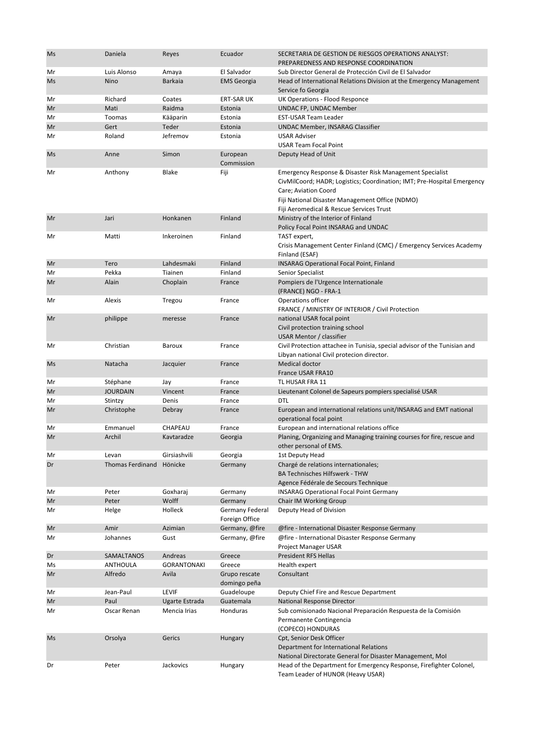| | | | | |
|---|---|---|---|---|
| Ms | Daniela | Reyes | Ecuador | SECRETARIA DE GESTION DE RIESGOS OPERATIONS ANALYST: PREPAREDNESS AND RESPONSE COORDINATION |
| Mr | Luis Alonso | Amaya | El Salvador | Sub Director General de Protección Civil de El Salvador |
| Ms | Nino | Barkaia | EMS Georgia | Head of International Relations Division at the Emergency Management Service fo Georgia |
| Mr | Richard | Coates | ERT-SAR UK | UK Operations - Flood Responce |
| Mr | Mati | Raidma | Estonia | UNDAC FP, UNDAC Member |
| Mr | Toomas | Kääparin | Estonia | EST-USAR Team Leader |
| Mr | Gert | Teder | Estonia | UNDAC Member, INSARAG Classifier |
| Mr | Roland | Jefremov | Estonia | USAR Adviser<br>USAR Team Focal Point |
| Ms | Anne | Simon | European Commission | Deputy Head of Unit |
| Mr | Anthony | Blake | Fiji | Emergency Response & Disaster Risk Management Specialist<br>CivMilCoord; HADR; Logistics; Coordination; IMT; Pre-Hospital Emergency Care; Aviation Coord<br>Fiji National Disaster Management Office (NDMO)<br>Fiji Aeromedical & Rescue Services Trust |
| Mr | Jari | Honkanen | Finland | Ministry of the Interior of Finland<br>Policy Focal Point INSARAG and UNDAC |
| Mr | Matti | Inkeroinen | Finland | TAST expert,<br>Crisis Management Center Finland (CMC) / Emergency Services Academy Finland (ESAF) |
| Mr | Tero | Lahdesmaki | Finland | INSARAG Operational Focal Point, Finland |
| Mr | Pekka | Tiainen | Finland | Senior Specialist |
| Mr | Alain | Choplain | France | Pompiers de l'Urgence Internationale<br>(FRANCE) NGO - FRA-1 |
| Mr | Alexis | Tregou | France | Operations officer<br>FRANCE / MINISTRY OF INTERIOR / Civil Protection |
| Mr | philippe | meresse | France | national USAR focal point<br>Civil protection training school<br>USAR Mentor / classifier |
| Mr | Christian | Baroux | France | Civil Protection attachee in Tunisia, special advisor of the Tunisian and Libyan national Civil protecion director. |
| Ms | Natacha | Jacquier | France | Medical doctor<br>France USAR FRA10 |
| Mr | Stéphane | Jay | France | TL HUSAR FRA 11 |
| Mr | JOURDAIN | Vincent | France | Lieutenant Colonel de Sapeurs pompiers specialisé USAR |
| Mr | Stintzy | Denis | France | DTL |
| Mr | Christophe | Debray | France | European and international relations unit/INSARAG and EMT national operational focal point |
| Mr | Emmanuel | CHAPEAU | France | European and international relations office |
| Mr | Archil | Kavtaradze | Georgia | Planing, Organizing and Managing training courses for fire, rescue and other personal of EMS. |
| Mr | Levan | Girsiashvili | Georgia | 1st Deputy Head |
| Dr | Thomas Ferdinand | Hönicke | Germany | Chargé de relations internationales;<br>BA Technisches Hilfswerk - THW<br>Agence Fédérale de Secours Technique |
| Mr | Peter | Goxharaj | Germany | INSARAG Operational Focal Point Germany |
| Mr | Peter | Wolff | Germany | Chair IM Working Group |
| Mr | Helge | Holleck | Germany Federal Foreign Office | Deputy Head of Division |
| Mr | Amir | Azimian | Germany, @fire | @fire - International Disaster Response Germany |
| Mr | Johannes | Gust | Germany, @fire | @fire - International Disaster Response Germany<br>Project Manager USAR |
| Dr | SAMALTANOS | Andreas | Greece | President RFS Hellas |
| Ms | ANTHOULA | GORANTONAKI | Greece | Health expert |
| Mr | Alfredo | Avila | Grupo rescate domingo peña | Consultant |
| Mr | Jean-Paul | LEVIF | Guadeloupe | Deputy Chief Fire and Rescue Department |
| Mr | Paul | Ugarte Estrada | Guatemala | National Response Director |
| Mr | Oscar Renan | Mencia Irias | Honduras | Sub comisionado Nacional Preparación Respuesta de la Comisión Permanente Contingencia<br>(COPECO) HONDURAS |
| Ms | Orsolya | Gerics | Hungary | Cpt, Senior Desk Officer<br>Department for International Relations<br>National Directorate General for Disaster Management, MoI |
| Dr | Peter | Jackovics | Hungary | Head of the Department for Emergency Response, Firefighter Colonel, Team Leader of HUNOR (Heavy USAR) |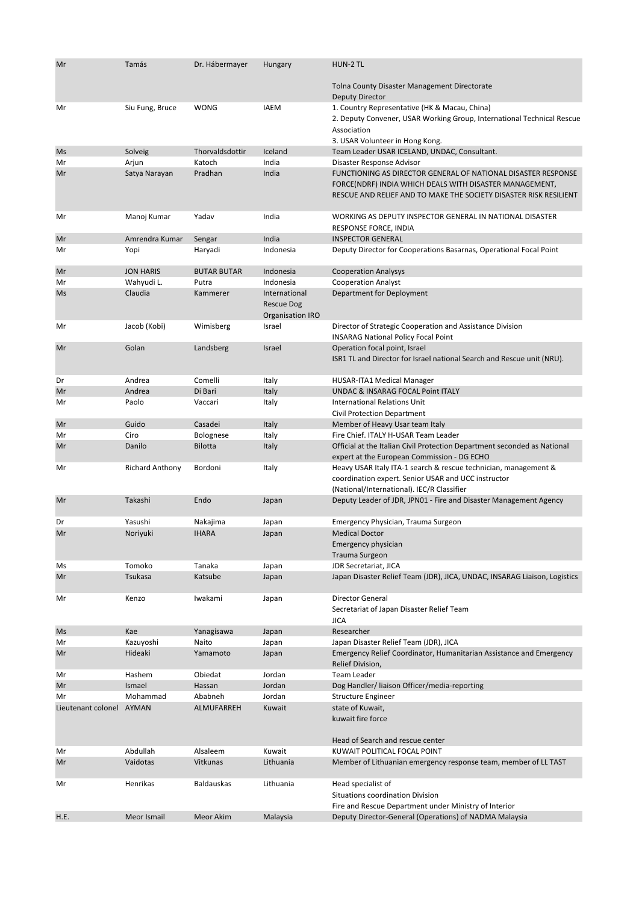| Mr | Tamás | Dr. Hábermayer | Hungary | HUN-2 TL<br><br>Tolna County Disaster Management Directorate<br>Deputy Director |
|---|---|---|---|---|
| Mr | Siu Fung, Bruce | WONG | IAEM | 1. Country Representative (HK & Macau, China)<br>2. Deputy Convener, USAR Working Group, International Technical Rescue Association<br>3. USAR Volunteer in Hong Kong. |
| Ms | Solveig | Thorvaldsdottir | Iceland | Team Leader USAR ICELAND, UNDAC, Consultant. |
| Mr | Arjun | Katoch | India | Disaster Response Advisor |
| Mr | Satya Narayan | Pradhan | India | FUNCTIONING AS DIRECTOR GENERAL OF NATIONAL DISASTER RESPONSE FORCE(NDRF) INDIA WHICH DEALS WITH DISASTER MANAGEMENT, RESCUE AND RELIEF AND TO MAKE THE SOCIETY DISASTER RISK RESILIENT |
| Mr | Manoj Kumar | Yadav | India | WORKING AS DEPUTY INSPECTOR GENERAL IN NATIONAL DISASTER RESPONSE FORCE, INDIA |
| Mr | Amrendra Kumar | Sengar | India | INSPECTOR GENERAL |
| Mr | Yopi | Haryadi | Indonesia | Deputy Director for Cooperations Basarnas, Operational Focal Point |
| Mr | JON HARIS | BUTAR BUTAR | Indonesia | Cooperation Analysys |
| Mr | Wahyudi L. | Putra | Indonesia | Cooperation Analyst |
| Ms | Claudia | Kammerer | International Rescue Dog Organisation IRO | Department for Deployment |
| Mr | Jacob (Kobi) | Wimisberg | Israel | Director of Strategic Cooperation and Assistance Division<br>INSARAG National Policy Focal Point |
| Mr | Golan | Landsberg | Israel | Operation focal point, Israel<br>ISR1 TL and Director for Israel national Search and Rescue unit (NRU). |
| Dr | Andrea | Comelli | Italy | HUSAR-ITA1 Medical Manager |
| Mr | Andrea | Di Bari | Italy | UNDAC & INSARAG FOCAL Point ITALY |
| Mr | Paolo | Vaccari | Italy | International Relations Unit<br>Civil Protection Department |
| Mr | Guido | Casadei | Italy | Member of Heavy Usar team Italy |
| Mr | Ciro | Bolognese | Italy | Fire Chief. ITALY H-USAR Team Leader |
| Mr | Danilo | Bilotta | Italy | Official at the Italian Civil Protection Department seconded as National expert at the European Commission - DG ECHO |
| Mr | Richard Anthony | Bordoni | Italy | Heavy USAR Italy ITA-1 search & rescue technician, management & coordination expert. Senior USAR and UCC instructor (National/International). IEC/R Classifier |
| Mr | Takashi | Endo | Japan | Deputy Leader of JDR, JPN01 - Fire and Disaster Management Agency |
| Dr | Yasushi | Nakajima | Japan | Emergency Physician, Trauma Surgeon |
| Mr | Noriyuki | IHARA | Japan | Medical Doctor<br>Emergency physician<br>Trauma Surgeon |
| Ms | Tomoko | Tanaka | Japan | JDR Secretariat, JICA |
| Mr | Tsukasa | Katsube | Japan | Japan Disaster Relief Team (JDR), JICA, UNDAC, INSARAG Liaison, Logistics |
| Mr | Kenzo | Iwakami | Japan | Director General<br>Secretariat of Japan Disaster Relief Team<br>JICA |
| Ms | Kae | Yanagisawa | Japan | Researcher |
| Mr | Kazuyoshi | Naito | Japan | Japan Disaster Relief Team (JDR), JICA |
| Mr | Hideaki | Yamamoto | Japan | Emergency Relief Coordinator, Humanitarian Assistance and Emergency Relief Division, |
| Mr | Hashem | Obiedat | Jordan | Team Leader |
| Mr | Ismael | Hassan | Jordan | Dog Handler/ liaison Officer/media-reporting |
| Mr | Mohammad | Ababneh | Jordan | Structure Engineer |
| Lieutenant colonel | AYMAN | ALMUFARREH | Kuwait | state of Kuwait,<br>kuwait fire force<br><br>Head of Search and rescue center |
| Mr | Abdullah | Alsaleem | Kuwait | KUWAIT POLITICAL FOCAL POINT |
| Mr | Vaidotas | Vitkunas | Lithuania | Member of Lithuanian emergency response team, member of LL TAST |
| Mr | Henrikas | Baldauskas | Lithuania | Head specialist of<br>Situations coordination Division<br>Fire and Rescue Department under Ministry of Interior |
| H.E. | Meor Ismail | Meor Akim | Malaysia | Deputy Director-General (Operations) of NADMA Malaysia |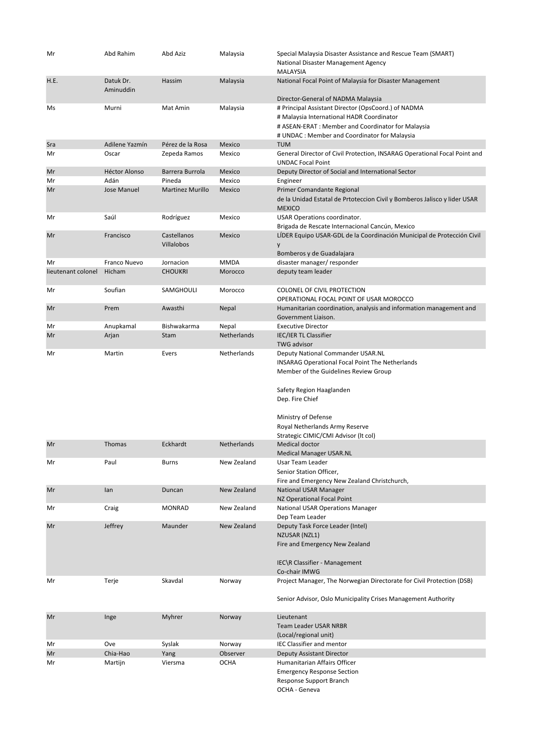| | | | | |
|---|---|---|---|---|
| Mr | Abd Rahim | Abd Aziz | Malaysia | Special Malaysia Disaster Assistance and Rescue Team (SMART)<br>National Disaster Management Agency<br>MALAYSIA |
| H.E. | Datuk Dr. Aminuddin | Hassim | Malaysia | National Focal Point of Malaysia for Disaster Management<br><br>Director-General of NADMA Malaysia |
| Ms | Murni | Mat Amin | Malaysia | # Principal Assistant Director (OpsCoord.) of NADMA<br># Malaysia International HADR Coordinator<br># ASEAN-ERAT : Member and Coordinator for Malaysia<br># UNDAC : Member and Coordinator for Malaysia |
| Sra | Adilene Yazmín | Pérez de la Rosa | Mexico | TUM |
| Mr | Oscar | Zepeda Ramos | Mexico | General Director of Civil Protection, INSARAG Operational Focal Point and UNDAC Focal Point |
| Mr | Héctor Alonso | Barrera Burrola | Mexico | Deputy Director of Social and International Sector |
| Mr | Adán | Pineda | Mexico | Engineer |
| Mr | Jose Manuel | Martinez Murillo | Mexico | Primer Comandante Regional<br>de la Unidad Estatal de Prtoteccion Civil y Bomberos Jalisco y lider USAR MEXICO |
| Mr | Saúl | Rodríguez | Mexico | USAR Operations coordinator.<br>Brigada de Rescate Internacional Cancún, Mexico |
| Mr | Francisco | Castellanos Villalobos | Mexico | LÍDER Equipo USAR-GDL de la Coordinación Municipal de Protección Civil y<br>Bomberos y de Guadalajara |
| Mr | Franco Nuevo | Jornacion | MMDA | disaster manager/ responder |
| lieutenant colonel | Hicham | CHOUKRI | Morocco | deputy team leader |
| Mr | Soufian | SAMGHOULI | Morocco | COLONEL OF CIVIL PROTECTION<br>OPERATIONAL FOCAL POINT OF USAR MOROCCO |
| Mr | Prem | Awasthi | Nepal | Humanitarian coordination, analysis and information management and Government Liaison. |
| Mr | Anupkamal | Bishwakarma | Nepal | Executive Director |
| Mr | Arjan | Stam | Netherlands | IEC/IER TL Classifier<br>TWG advisor |
| Mr | Martin | Evers | Netherlands | Deputy National Commander USAR.NL<br>INSARAG Operational Focal Point The Netherlands<br>Member of the Guidelines Review Group<br><br>Safety Region Haaglanden<br>Dep. Fire Chief<br><br>Ministry of Defense<br>Royal Netherlands Army Reserve<br>Strategic CIMIC/CMI Advisor (lt col) |
| Mr | Thomas | Eckhardt | Netherlands | Medical doctor<br>Medical Manager USAR.NL |
| Mr | Paul | Burns | New Zealand | Usar Team Leader<br>Senior Station Officer,<br>Fire and Emergency New Zealand Christchurch, |
| Mr | Ian | Duncan | New Zealand | National USAR Manager<br>NZ Operational Focal Point |
| Mr | Craig | MONRAD | New Zealand | National USAR Operations Manager<br>Dep Team Leader |
| Mr | Jeffrey | Maunder | New Zealand | Deputy Task Force Leader (Intel)<br>NZUSAR (NZL1)<br>Fire and Emergency New Zealand<br><br>IEC\R Classifier - Management<br>Co-chair IMWG |
| Mr | Terje | Skavdal | Norway | Project Manager, The Norwegian Directorate for Civil Protection (DSB)<br><br>Senior Advisor, Oslo Municipality Crises Management Authority |
| Mr | Inge | Myhrer | Norway | Lieutenant<br>Team Leader USAR NRBR<br>(Local/regional unit) |
| Mr | Ove | Syslak | Norway | IEC Classifier and mentor |
| Mr | Chia-Hao | Yang | Observer | Deputy Assistant Director |
| Mr | Martijn | Viersma | OCHA | Humanitarian Affairs Officer<br>Emergency Response Section<br>Response Support Branch<br>OCHA - Geneva |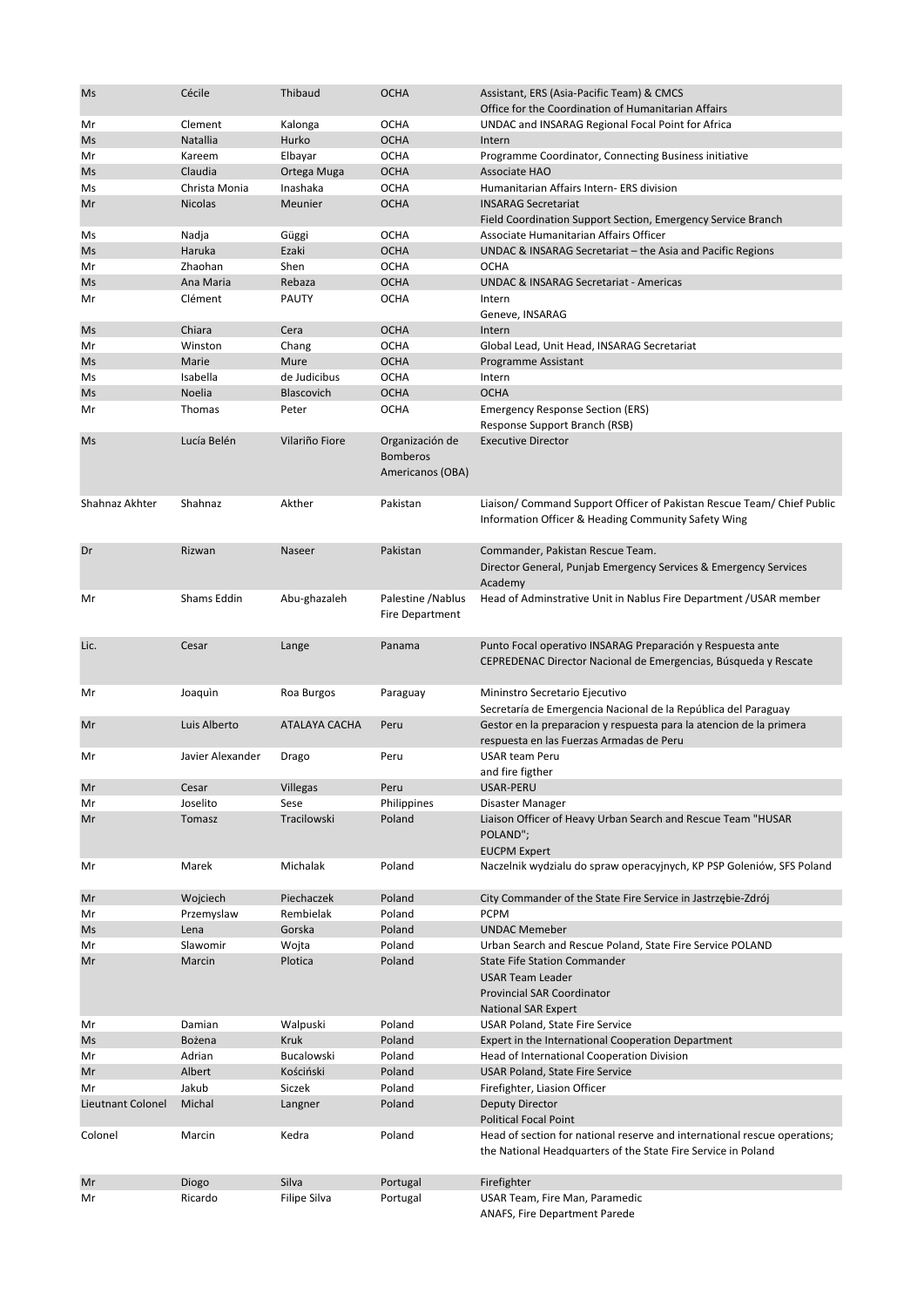| | | | | |
|---|---|---|---|---|
| Ms | Cécile | Thibaud | OCHA | Assistant, ERS (Asia-Pacific Team) & CMCS<br>Office for the Coordination of Humanitarian Affairs |
| Mr | Clement | Kalonga | OCHA | UNDAC and INSARAG Regional Focal Point for Africa |
| Ms | Natallia | Hurko | OCHA | Intern |
| Mr | Kareem | Elbayar | OCHA | Programme Coordinator, Connecting Business initiative |
| Ms | Claudia | Ortega Muga | OCHA | Associate HAO |
| Ms | Christa Monia | Inashaka | OCHA | Humanitarian Affairs Intern- ERS division |
| Mr | Nicolas | Meunier | OCHA | INSARAG Secretariat<br>Field Coordination Support Section, Emergency Service Branch |
| Ms | Nadja | Güggi | OCHA | Associate Humanitarian Affairs Officer |
| Ms | Haruka | Ezaki | OCHA | UNDAC & INSARAG Secretariat – the Asia and Pacific Regions |
| Mr | Zhaohan | Shen | OCHA | OCHA |
| Ms | Ana Maria | Rebaza | OCHA | UNDAC & INSARAG Secretariat - Americas |
| Mr | Clément | PAUTY | OCHA | Intern<br>Geneve, INSARAG |
| Ms | Chiara | Cera | OCHA | Intern |
| Mr | Winston | Chang | OCHA | Global Lead, Unit Head, INSARAG Secretariat |
| Ms | Marie | Mure | OCHA | Programme Assistant |
| Ms | Isabella | de Judicibus | OCHA | Intern |
| Ms | Noelia | Blascovich | OCHA | OCHA |
| Mr | Thomas | Peter | OCHA | Emergency Response Section (ERS)<br>Response Support Branch (RSB) |
| Ms | Lucía Belén | Vilariño Fiore | Organización de Bomberos Americanos (OBA) | Executive Director |
| Shahnaz Akhter | Shahnaz | Akther | Pakistan | Liaison/ Command Support Officer of Pakistan Rescue Team/ Chief Public Information Officer & Heading Community Safety Wing |
| Dr | Rizwan | Naseer | Pakistan | Commander, Pakistan Rescue Team.<br>Director General, Punjab Emergency Services & Emergency Services Academy |
| Mr | Shams Eddin | Abu-ghazaleh | Palestine /Nablus Fire Department | Head of Adminstrative Unit in Nablus Fire Department /USAR member |
| Lic. | Cesar | Lange | Panama | Punto Focal operativo INSARAG Preparación y Respuesta ante CEPREDENAC Director Nacional de Emergencias, Búsqueda y Rescate |
| Mr | Joaquin | Roa Burgos | Paraguay | Mininstro Secretario Ejecutivo<br>Secretaría de Emergencia Nacional de la República del Paraguay |
| Mr | Luis Alberto | ATALAYA CACHA | Peru | Gestor en la preparacion y respuesta para la atencion de la primera respuesta en las Fuerzas Armadas de Peru |
| Mr | Javier Alexander | Drago | Peru | USAR team Peru<br>and fire figther |
| Mr | Cesar | Villegas | Peru | USAR-PERU |
| Mr | Joselito | Sese | Philippines | Disaster Manager |
| Mr | Tomasz | Tracilowski | Poland | Liaison Officer of Heavy Urban Search and Rescue Team "HUSAR POLAND";<br>EUCPM Expert |
| Mr | Marek | Michalak | Poland | Naczelnik wydzialu do spraw operacyjnych, KP PSP Goleniów, SFS Poland |
| Mr | Wojciech | Piechaczek | Poland | City Commander of the State Fire Service in Jastrzębie-Zdrój |
| Mr | Przemyslaw | Rembielak | Poland | PCPM |
| Ms | Lena | Gorska | Poland | UNDAC Memeber |
| Mr | Slawomir | Wojta | Poland | Urban Search and Rescue Poland, State Fire Service POLAND |
| Mr | Marcin | Plotica | Poland | State Fife Station Commander<br>USAR Team Leader<br>Provincial SAR Coordinator<br>National SAR Expert |
| Mr | Damian | Walpuski | Poland | USAR Poland, State Fire Service |
| Ms | Bożena | Kruk | Poland | Expert in the International Cooperation Department |
| Mr | Adrian | Bucalowski | Poland | Head of International Cooperation Division |
| Mr | Albert | Kościński | Poland | USAR Poland, State Fire Service |
| Mr | Jakub | Siczek | Poland | Firefighter, Liasion Officer |
| Lieutnant Colonel | Michal | Langner | Poland | Deputy Director<br>Political Focal Point |
| Colonel | Marcin | Kedra | Poland | Head of section for national reserve and international rescue operations; the National Headquarters of the State Fire Service in Poland |
| Mr | Diogo | Silva | Portugal | Firefighter |
| Mr | Ricardo | Filipe Silva | Portugal | USAR Team, Fire Man, Paramedic<br>ANAFS, Fire Department Parede |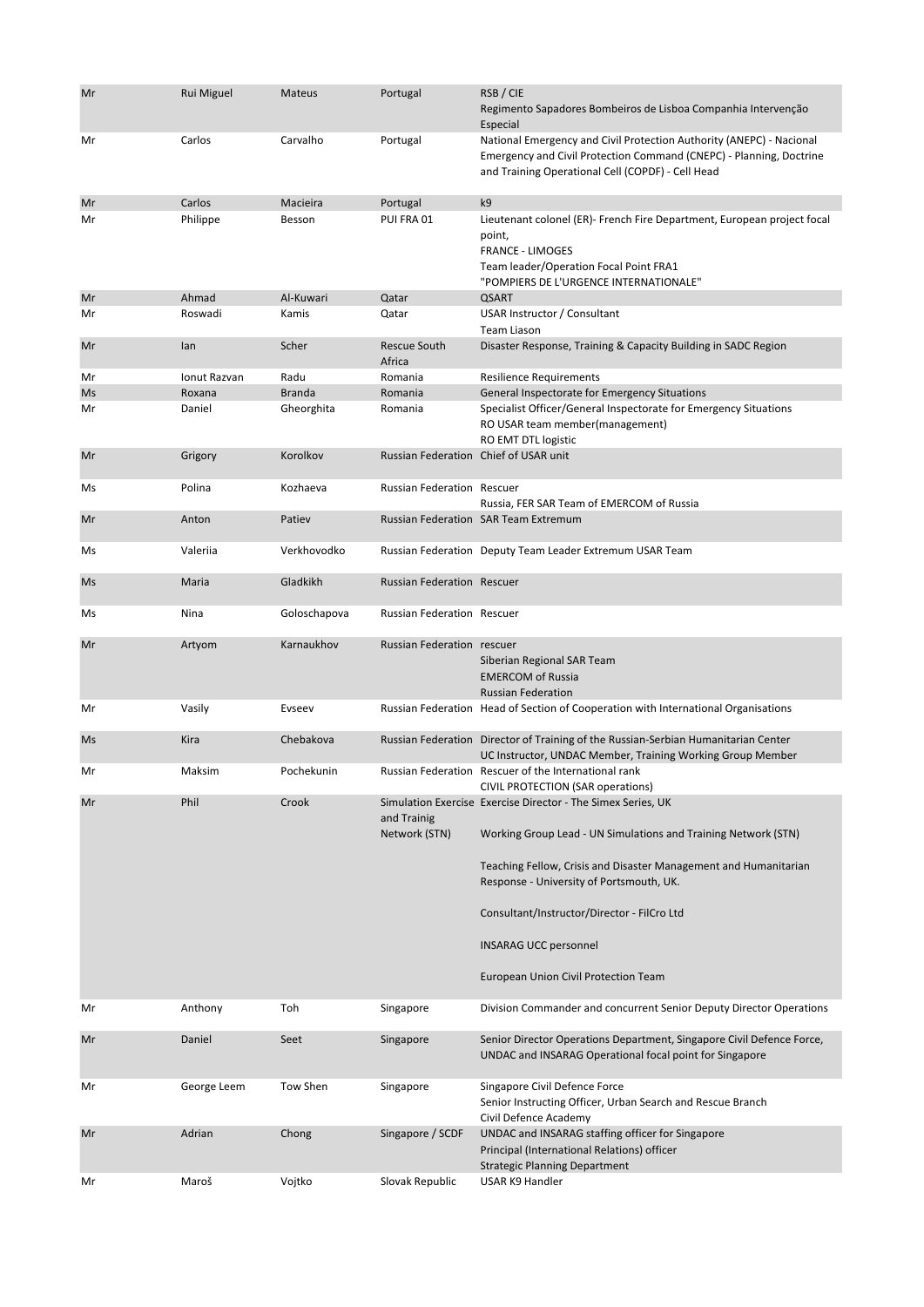| | | | | |
|---|---|---|---|---|
| Mr | Rui Miguel | Mateus | Portugal | RSB / CIE<br>Regimento Sapadores Bombeiros de Lisboa Companhia Intervenção Especial |
| Mr | Carlos | Carvalho | Portugal | National Emergency and Civil Protection Authority (ANEPC) - Nacional Emergency and Civil Protection Command (CNEPC) - Planning, Doctrine and Training Operational Cell (COPDF) - Cell Head |
| Mr | Carlos | Macieira | Portugal | k9 |
| Mr | Philippe | Besson | PUI FRA 01 | Lieutenant colonel (ER)- French Fire Department, European project focal point,<br>FRANCE - LIMOGES<br>Team leader/Operation Focal Point FRA1<br>"POMPIERS DE L'URGENCE INTERNATIONALE" |
| Mr | Ahmad | Al-Kuwari | Qatar | QSART |
| Mr | Roswadi | Kamis | Qatar | USAR Instructor / Consultant<br>Team Liason |
| Mr | Ian | Scher | Rescue South Africa | Disaster Response, Training & Capacity Building in SADC Region |
| Mr | Ionut Razvan | Radu | Romania | Resilience Requirements |
| Ms | Roxana | Branda | Romania | General Inspectorate for Emergency Situations |
| Mr | Daniel | Gheorghita | Romania | Specialist Officer/General Inspectorate for Emergency Situations<br>RO USAR team member(management)<br>RO EMT DTL logistic |
| Mr | Grigory | Korolkov | Russian Federation | Chief of USAR unit |
| Ms | Polina | Kozhaeva | Russian Federation | Rescuer<br>Russia, FER SAR Team of EMERCOM of Russia |
| Mr | Anton | Patiev | Russian Federation | SAR Team Extremum |
| Ms | Valeriia | Verkhovodko | Russian Federation | Deputy Team Leader Extremum USAR Team |
| Ms | Maria | Gladkikh | Russian Federation | Rescuer |
| Ms | Nina | Goloschapova | Russian Federation | Rescuer |
| Mr | Artyom | Karnaukhov | Russian Federation | rescuer<br>Siberian Regional SAR Team<br>EMERCOM of Russia<br>Russian Federation |
| Mr | Vasily | Evseev | Russian Federation | Head of Section of Cooperation with International Organisations |
| Ms | Kira | Chebakova | Russian Federation | Director of Training of the Russian-Serbian Humanitarian Center<br>UC Instructor, UNDAC Member, Training Working Group Member |
| Mr | Maksim | Pochekunin | Russian Federation | Rescuer of the International rank<br>CIVIL PROTECTION (SAR operations) |
| Mr | Phil | Crook | Simulation Exercise and Trainig Network (STN) | Exercise Director - The Simex Series, UK<br><br>Working Group Lead - UN Simulations and Training Network (STN)<br><br>Teaching Fellow, Crisis and Disaster Management and Humanitarian Response - University of Portsmouth, UK.<br><br>Consultant/Instructor/Director - FilCro Ltd<br><br>INSARAG UCC personnel<br><br>European Union Civil Protection Team |
| Mr | Anthony | Toh | Singapore | Division Commander and concurrent Senior Deputy Director Operations |
| Mr | Daniel | Seet | Singapore | Senior Director Operations Department, Singapore Civil Defence Force, UNDAC and INSARAG Operational focal point for Singapore |
| Mr | George Leem | Tow Shen | Singapore | Singapore Civil Defence Force<br>Senior Instructing Officer, Urban Search and Rescue Branch<br>Civil Defence Academy |
| Mr | Adrian | Chong | Singapore / SCDF | UNDAC and INSARAG staffing officer for Singapore<br>Principal (International Relations) officer<br>Strategic Planning Department |
| Mr | Maroš | Vojtko | Slovak Republic | USAR K9 Handler |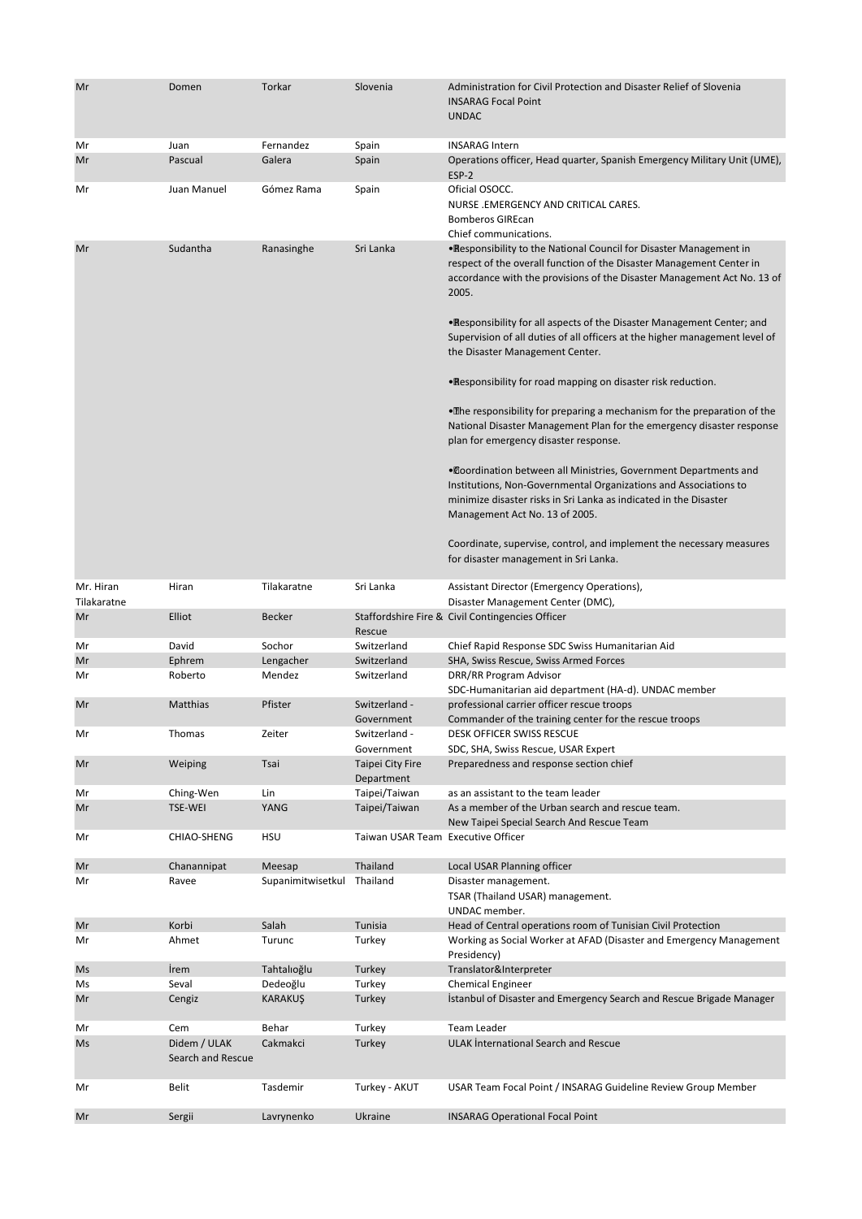| | | | | |
|---|---|---|---|---|
| Mr | Domen | Torkar | Slovenia | Administration for Civil Protection and Disaster Relief of Slovenia<br>INSARAG Focal Point<br>UNDAC |
| Mr | Juan | Fernandez | Spain | INSARAG Intern |
| Mr | Pascual | Galera | Spain | Operations officer, Head quarter, Spanish Emergency Military Unit (UME), ESP-2 |
| Mr | Juan Manuel | Gómez Rama | Spain | Oficial OSOCC.<br>NURSE .EMERGENCY AND CRITICAL CARES.<br>Bomberos GIREcan<br>Chief communications. |
| Mr | Sudantha | Ranasinghe | Sri Lanka | • Responsibility to the National Council for Disaster Management in respect of the overall function of the Disaster Management Center in accordance with the provisions of the Disaster Management Act No. 13 of 2005.<br><br>• Responsibility for all aspects of the Disaster Management Center; and Supervision of all duties of all officers at the higher management level of the Disaster Management Center.<br><br>• Responsibility for road mapping on disaster risk reduction.<br><br>• The responsibility for preparing a mechanism for the preparation of the National Disaster Management Plan for the emergency disaster response plan for emergency disaster response.<br><br>• Coordination between all Ministries, Government Departments and Institutions, Non-Governmental Organizations and Associations to minimize disaster risks in Sri Lanka as indicated in the Disaster Management Act No. 13 of 2005.<br><br>Coordinate, supervise, control, and implement the necessary measures for disaster management in Sri Lanka. |
| Mr. Hiran Tilakaratne | Hiran | Tilakaratne | Sri Lanka | Assistant Director (Emergency Operations),<br>Disaster Management Center (DMC), |
| Mr | Elliot | Becker | Staffordshire Fire & Rescue | Civil Contingencies Officer |
| Mr | David | Sochor | Switzerland | Chief Rapid Response SDC Swiss Humanitarian Aid |
| Mr | Ephrem | Lengacher | Switzerland | SHA, Swiss Rescue, Swiss Armed Forces |
| Mr | Roberto | Mendez | Switzerland | DRR/RR Program Advisor<br>SDC-Humanitarian aid department (HA-d). UNDAC member |
| Mr | Matthias | Pfister | Switzerland - Government | professional carrier officer rescue troops<br>Commander of the training center for the rescue troops |
| Mr | Thomas | Zeiter | Switzerland - Government | DESK OFFICER SWISS RESCUE<br>SDC, SHA, Swiss Rescue, USAR Expert |
| Mr | Weiping | Tsai | Taipei City Fire Department | Preparedness and response section chief |
| Mr | Ching-Wen | Lin | Taipei/Taiwan | as an assistant to the team leader |
| Mr | TSE-WEI | YANG | Taipei/Taiwan | As a member of the Urban search and rescue team.<br>New Taipei Special Search And Rescue Team |
| Mr | CHIAO-SHENG | HSU | Taiwan USAR Team | Executive Officer |
| Mr | Chanannipat | Meesap | Thailand | Local USAR Planning officer |
| Mr | Ravee | Supanimitwisetkul | Thailand | Disaster management.<br>TSAR (Thailand USAR) management.<br>UNDAC member. |
| Mr | Korbi | Salah | Tunisia | Head of Central operations room of Tunisian Civil Protection |
| Mr | Ahmet | Turunc | Turkey | Working as Social Worker at AFAD (Disaster and Emergency Management Presidency) |
| Ms | İrem | Tahtalıoğlu | Turkey | Translator&Interpreter |
| Ms | Seval | Dedeoğlu | Turkey | Chemical Engineer |
| Mr | Cengiz | KARAKUŞ | Turkey | İstanbul of Disaster and Emergency Search and Rescue Brigade Manager |
| Mr | Cem | Behar | Turkey | Team Leader |
| Ms | Didem / ULAK Search and Rescue | Cakmakci | Turkey | ULAK İnternational Search and Rescue |
| Mr | Belit | Tasdemir | Turkey - AKUT | USAR Team Focal Point / INSARAG Guideline Review Group Member |
| Mr | Sergii | Lavrynenko | Ukraine | INSARAG Operational Focal Point |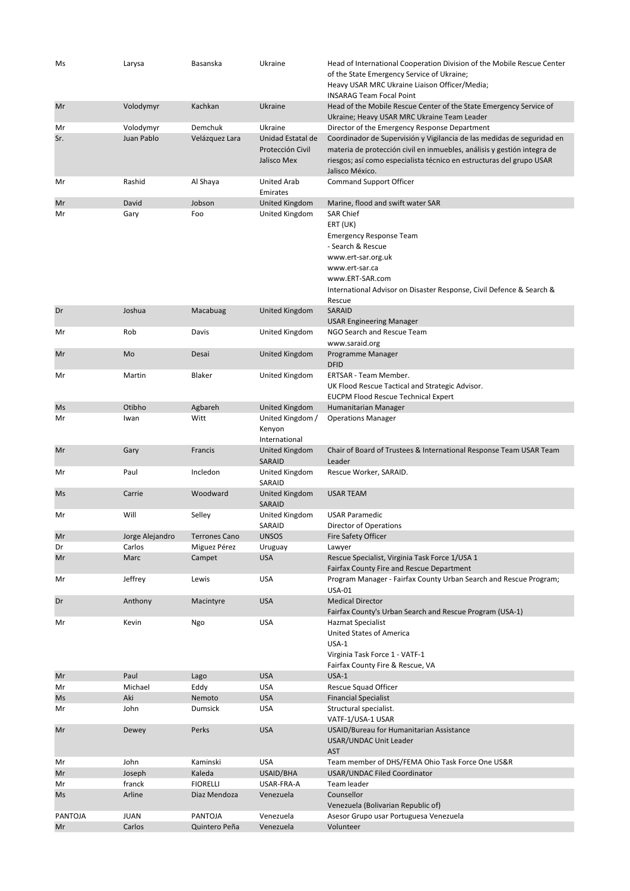| Ms | Larysa | Basanska | Ukraine | Head of International Cooperation Division of the Mobile Rescue Center of the State Emergency Service of Ukraine;<br>Heavy USAR MRC Ukraine Liaison Officer/Media;<br>INSARAG Team Focal Point |
|---|---|---|---|---|
| Mr | Volodymyr | Kachkan | Ukraine | Head of the Mobile Rescue Center of the State Emergency Service of Ukraine; Heavy USAR MRC Ukraine Team Leader |
| Mr | Volodymyr | Demchuk | Ukraine | Director of the Emergency Response Department |
| Sr. | Juan Pablo | Velázquez Lara | Unidad Estatal de Protección Civil Jalisco Mex | Coordinador de Supervisión y Vigilancia de las medidas de seguridad en materia de protección civil en inmuebles, análisis y gestión integra de riesgos; así como especialista técnico en estructuras del grupo USAR Jalisco México. |
| Mr | Rashid | Al Shaya | United Arab Emirates | Command Support Officer |
| Mr | David | Jobson | United Kingdom | Marine, flood and swift water SAR |
| Mr | Gary | Foo | United Kingdom | SAR Chief<br>ERT (UK)<br>Emergency Response Team<br>- Search & Rescue<br>www.ert-sar.org.uk<br>www.ert-sar.ca<br>www.ERT-SAR.com<br>International Advisor on Disaster Response, Civil Defence & Search & Rescue |
| Dr | Joshua | Macabuag | United Kingdom | SARAID<br>USAR Engineering Manager |
| Mr | Rob | Davis | United Kingdom | NGO Search and Rescue Team<br>www.saraid.org |
| Mr | Mo | Desai | United Kingdom | Programme Manager<br>DFID |
| Mr | Martin | Blaker | United Kingdom | ERTSAR - Team Member.<br>UK Flood Rescue Tactical and Strategic Advisor.<br>EUCPM Flood Rescue Technical Expert |
| Ms | Otibho | Agbareh | United Kingdom | Humanitarian Manager |
| Mr | Iwan | Witt | United Kingdom / Kenyon International | Operations Manager |
| Mr | Gary | Francis | United Kingdom SARAID | Chair of Board of Trustees & International Response Team USAR Team Leader |
| Mr | Paul | Incledon | United Kingdom SARAID | Rescue Worker, SARAID. |
| Ms | Carrie | Woodward | United Kingdom SARAID | USAR TEAM |
| Mr | Will | Selley | United Kingdom SARAID | USAR Paramedic<br>Director of Operations |
| Mr | Jorge Alejandro | Terrones Cano | UNSOS | Fire Safety Officer |
| Dr | Carlos | Miguez Pérez | Uruguay | Lawyer |
| Mr | Marc | Campet | USA | Rescue Specialist, Virginia Task Force 1/USA 1<br>Fairfax County Fire and Rescue Department |
| Mr | Jeffrey | Lewis | USA | Program Manager - Fairfax County Urban Search and Rescue Program; USA-01 |
| Dr | Anthony | Macintyre | USA | Medical Director<br>Fairfax County's Urban Search and Rescue Program (USA-1) |
| Mr | Kevin | Ngo | USA | Hazmat Specialist<br>United States of America<br>USA-1<br>Virginia Task Force 1 - VATF-1<br>Fairfax County Fire & Rescue, VA |
| Mr | Paul | Lago | USA | USA-1 |
| Mr | Michael | Eddy | USA | Rescue Squad Officer |
| Ms | Aki | Nemoto | USA | Financial Specialist |
| Mr | John | Dumsick | USA | Structural specialist.<br>VATF-1/USA-1 USAR |
| Mr | Dewey | Perks | USA | USAID/Bureau for Humanitarian Assistance<br>USAR/UNDAC Unit Leader<br>AST |
| Mr | John | Kaminski | USA | Team member of DHS/FEMA Ohio Task Force One US&R |
| Mr | Joseph | Kaleda | USAID/BHA | USAR/UNDAC Filed Coordinator |
| Mr | franck | FIORELLI | USAR-FRA-A | Team leader |
| Ms | Arline | Diaz Mendoza | Venezuela | Counsellor<br>Venezuela (Bolivarian Republic of) |
| PANTOJA | JUAN | PANTOJA | Venezuela | Asesor Grupo usar Portuguesa Venezuela |
| Mr | Carlos | Quintero Peña | Venezuela | Volunteer |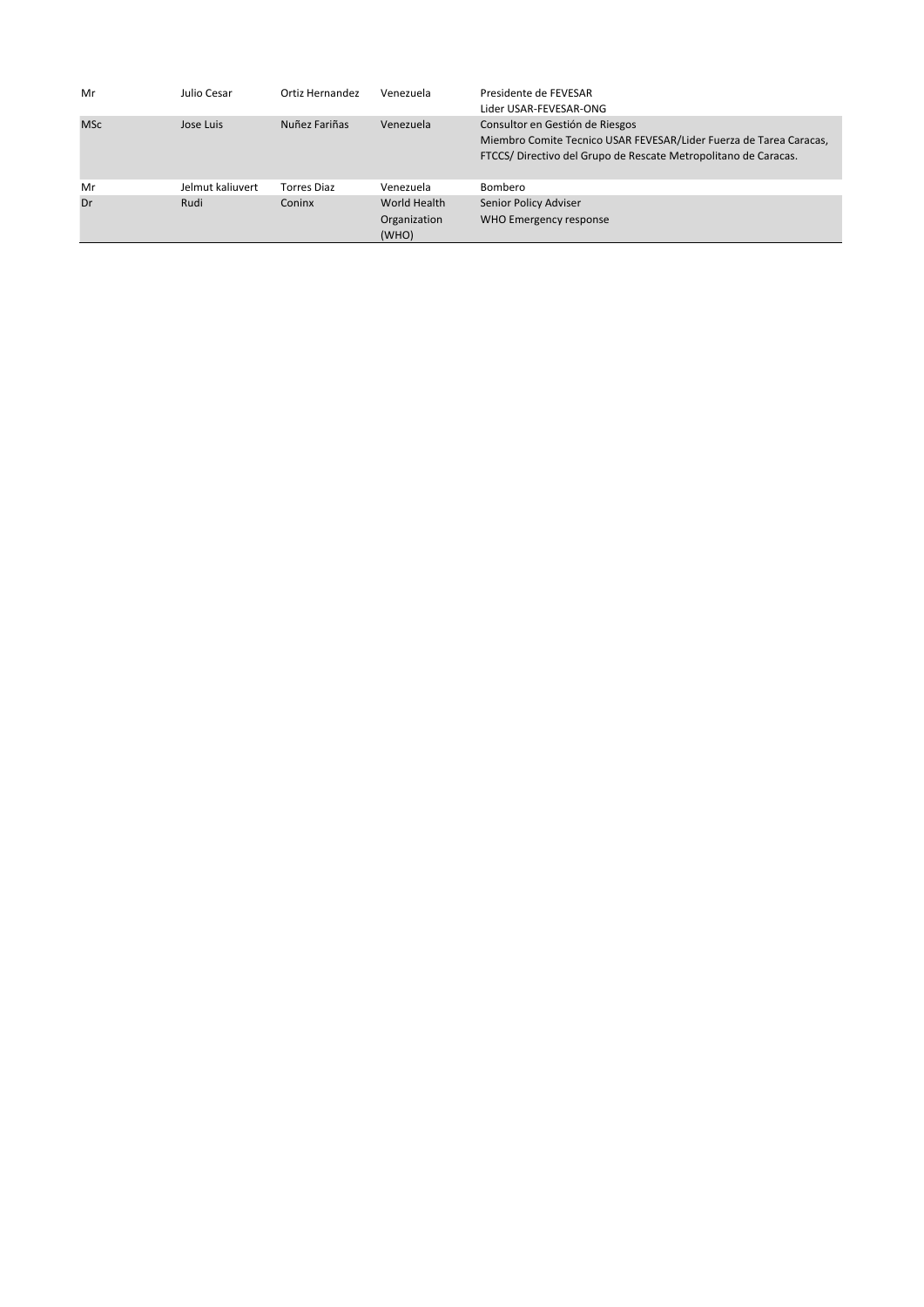| | | | | |
|---|---|---|---|---|
| Mr | Julio Cesar | Ortiz Hernandez | Venezuela | Presidente de FEVESAR<br>Lider USAR-FEVESAR-ONG |
| MSc | Jose Luis | Nuñez Fariñas | Venezuela | Consultor en Gestión de Riesgos<br>Miembro Comite Tecnico USAR FEVESAR/Lider Fuerza de Tarea Caracas, FTCCS/ Directivo del Grupo de Rescate Metropolitano de Caracas. |
| Mr | Jelmut kaliuvert | Torres Diaz | Venezuela | Bombero |
| Dr | Rudi | Coninx | World Health Organization (WHO) | Senior Policy Adviser<br>WHO Emergency response |